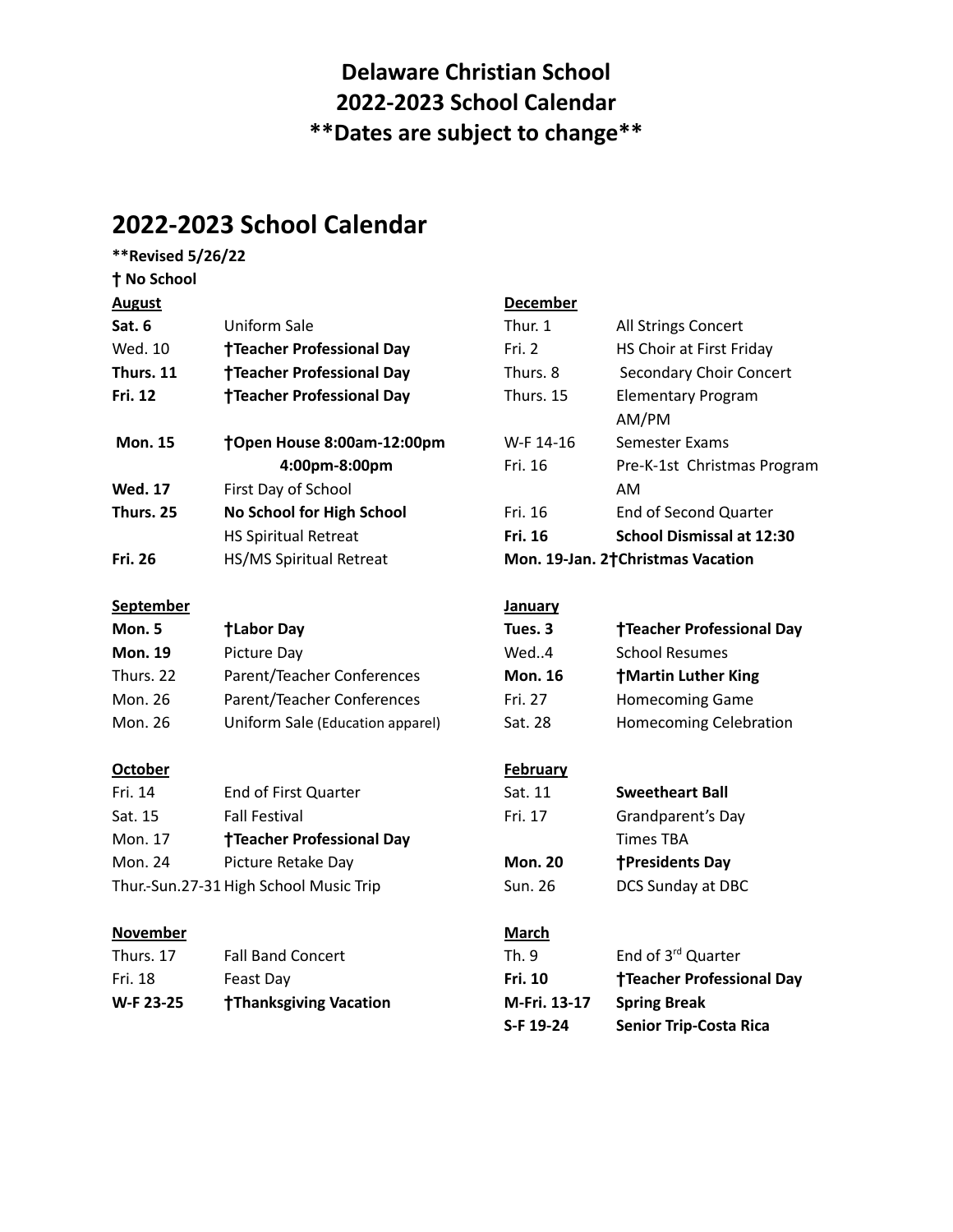# Delaware Christian School
# 2022-2023 School Calendar
# **Dates are subject to change**

## 2022-2023 School Calendar

**Revised 5/26/22**

**† No School**

**August**

| | |
|---|---|
| **Sat. 6** | Uniform Sale |
| Wed. 10 | **†Teacher Professional Day** |
| **Thurs. 11** | **†Teacher Professional Day** |
| **Fri. 12** | **†Teacher Professional Day** |
| **Mon. 15** | **†Open House 8:00am-12:00pm 4:00pm-8:00pm** |
| **Wed. 17** | First Day of School |
| **Thurs. 25** | **No School for High School** HS Spiritual Retreat |
| **Fri. 26** | HS/MS Spiritual Retreat |

**September**

| | |
|---|---|
| **Mon. 5** | **†Labor Day** |
| **Mon. 19** | Picture Day |
| Thurs. 22 | Parent/Teacher Conferences |
| Mon. 26 | Parent/Teacher Conferences |
| Mon. 26 | Uniform Sale (Education apparel) |

**October**

| | |
|---|---|
| Fri. 14 | End of First Quarter |
| Sat. 15 | Fall Festival |
| Mon. 17 | **†Teacher Professional Day** |
| Mon. 24 | Picture Retake Day |
| Thur.-Sun.27-31 | High School Music Trip |

**November**

| | |
|---|---|
| Thurs. 17 | Fall Band Concert |
| Fri. 18 | Feast Day |
| **W-F 23-25** | **†Thanksgiving Vacation** |

**December**

| | |
|---|---|
| Thur. 1 | All Strings Concert |
| Fri. 2 | HS Choir at First Friday |
| Thurs. 8 | Secondary Choir Concert |
| Thurs. 15 | Elementary Program AM/PM |
| W-F 14-16 | Semester Exams |
| Fri. 16 | Pre-K-1st Christmas Program AM |
| Fri. 16 | End of Second Quarter |
| **Fri. 16** | **School Dismissal at 12:30** |
| **Mon. 19-Jan. 2** | **†Christmas Vacation** |

**January**

| | |
|---|---|
| **Tues. 3** | **†Teacher Professional Day** |
| Wed..4 | School Resumes |
| **Mon. 16** | **†Martin Luther King** |
| Fri. 27 | Homecoming Game |
| Sat. 28 | Homecoming Celebration |

**February**

| | |
|---|---|
| Sat. 11 | **Sweetheart Ball** |
| Fri. 17 | Grandparent's Day Times TBA |
| **Mon. 20** | **†Presidents Day** |
| Sun. 26 | DCS Sunday at DBC |

**March**

| | |
|---|---|
| Th. 9 | End of 3rd Quarter |
| **Fri. 10** | **†Teacher Professional Day** |
| **M-Fri. 13-17** | **Spring Break** |
| **S-F 19-24** | **Senior Trip-Costa Rica** |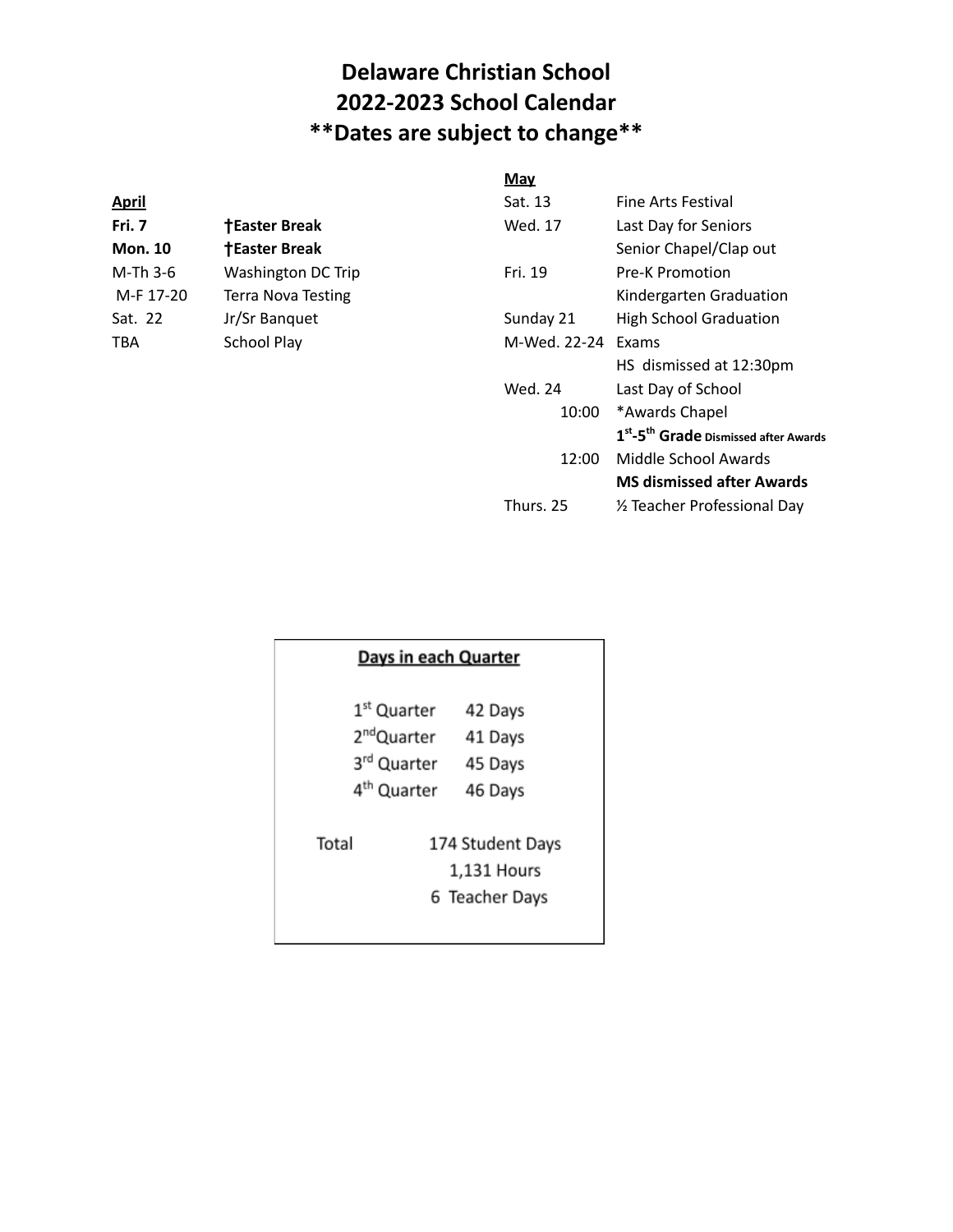# Delaware Christian School
# 2022-2023 School Calendar
# **Dates are subject to change**

**April**

| | |
|---|---|
| **Fri. 7** | **†Easter Break** |
| **Mon. 10** | **†Easter Break** |
| M-Th 3-6 | Washington DC Trip |
| M-F 17-20 | Terra Nova Testing |
| Sat. 22 | Jr/Sr Banquet |
| TBA | School Play |

**May**

| | |
|---|---|
| Sat. 13 | Fine Arts Festival |
| Wed. 17 | Last Day for Seniors |
| | Senior Chapel/Clap out |
| Fri. 19 | Pre-K Promotion |
| | Kindergarten Graduation |
| Sunday 21 | High School Graduation |
| M-Wed. 22-24 | Exams |
| | HS dismissed at 12:30pm |
| Wed. 24 | Last Day of School |
| 10:00 | *Awards Chapel |
| | **1st-5th Grade** Dismissed after Awards |
| 12:00 | Middle School Awards |
| | **MS dismissed after Awards** |
| Thurs. 25 | ½ Teacher Professional Day |

**Days in each Quarter**

| | |
|---|---|
| 1st Quarter | 42 Days |
| 2nd Quarter | 41 Days |
| 3rd Quarter | 45 Days |
| 4th Quarter | 46 Days |
| Total | 174 Student Days |
| | 1,131 Hours |
| | 6 Teacher Days |